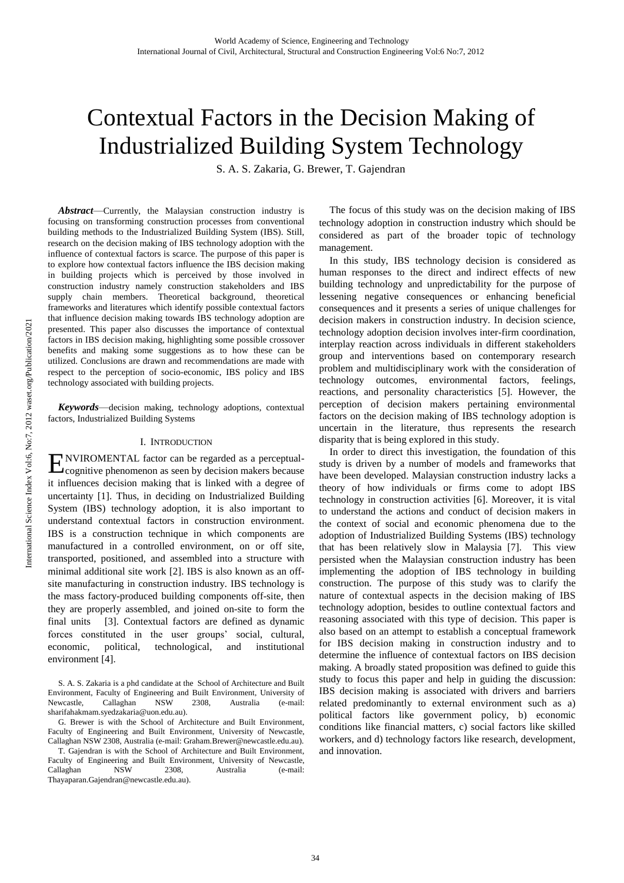# Contextual Factors in the Decision Making of Industrialized Building System Technology

S. A. S. Zakaria, G. Brewer, T. Gajendran

***Abstract*—**Currently, the Malaysian construction industry is focusing on transforming construction processes from conventional building methods to the Industrialized Building System (IBS). Still, research on the decision making of IBS technology adoption with the influence of contextual factors is scarce. The purpose of this paper is to explore how contextual factors influence the IBS decision making in building projects which is perceived by those involved in construction industry namely construction stakeholders and IBS supply chain members. Theoretical background, theoretical frameworks and literatures which identify possible contextual factors that influence decision making towards IBS technology adoption are presented. This paper also discusses the importance of contextual factors in IBS decision making, highlighting some possible crossover benefits and making some suggestions as to how these can be utilized. Conclusions are drawn and recommendations are made with respect to the perception of socio-economic, IBS policy and IBS technology associated with building projects.

***Keywords*—**decision making, technology adoptions, contextual factors, Industrialized Building Systems

## I. Introduction

ENVIROMENTAL factor can be regarded as a perceptual-cognitive phenomenon as seen by decision makers because it influences decision making that is linked with a degree of uncertainty [1]. Thus, in deciding on Industrialized Building System (IBS) technology adoption, it is also important to understand contextual factors in construction environment. IBS is a construction technique in which components are manufactured in a controlled environment, on or off site, transported, positioned, and assembled into a structure with minimal additional site work [2]. IBS is also known as an off-site manufacturing in construction industry. IBS technology is the mass factory-produced building components off-site, then they are properly assembled, and joined on-site to form the final units [3]. Contextual factors are defined as dynamic forces constituted in the user groups' social, cultural, economic, political, technological, and institutional environment [4].

S. A. S. Zakaria is a phd candidate at the School of Architecture and Built Environment, Faculty of Engineering and Built Environment, University of Newcastle, Callaghan NSW 2308, Australia (e-mail: sharifahakmam.syedzakaria@uon.edu.au).

G. Brewer is with the School of Architecture and Built Environment, Faculty of Engineering and Built Environment, University of Newcastle, Callaghan NSW 2308, Australia (e-mail: Graham.Brewer@newcastle.edu.au).

T. Gajendran is with the School of Architecture and Built Environment, Faculty of Engineering and Built Environment, University of Newcastle, Callaghan NSW 2308, Australia (e-mail: Thayaparan.Gajendran@newcastle.edu.au).

The focus of this study was on the decision making of IBS technology adoption in construction industry which should be considered as part of the broader topic of technology management.

In this study, IBS technology decision is considered as human responses to the direct and indirect effects of new building technology and unpredictability for the purpose of lessening negative consequences or enhancing beneficial consequences and it presents a series of unique challenges for decision makers in construction industry. In decision science, technology adoption decision involves inter-firm coordination, interplay reaction across individuals in different stakeholders group and interventions based on contemporary research problem and multidisciplinary work with the consideration of technology outcomes, environmental factors, feelings, reactions, and personality characteristics [5]. However, the perception of decision makers pertaining environmental factors on the decision making of IBS technology adoption is uncertain in the literature, thus represents the research disparity that is being explored in this study.

In order to direct this investigation, the foundation of this study is driven by a number of models and frameworks that have been developed. Malaysian construction industry lacks a theory of how individuals or firms come to adopt IBS technology in construction activities [6]. Moreover, it is vital to understand the actions and conduct of decision makers in the context of social and economic phenomena due to the adoption of Industrialized Building Systems (IBS) technology that has been relatively slow in Malaysia [7]. This view persisted when the Malaysian construction industry has been implementing the adoption of IBS technology in building construction. The purpose of this study was to clarify the nature of contextual aspects in the decision making of IBS technology adoption, besides to outline contextual factors and reasoning associated with this type of decision. This paper is also based on an attempt to establish a conceptual framework for IBS decision making in construction industry and to determine the influence of contextual factors on IBS decision making. A broadly stated proposition was defined to guide this study to focus this paper and help in guiding the discussion: IBS decision making is associated with drivers and barriers related predominantly to external environment such as a) political factors like government policy, b) economic conditions like financial matters, c) social factors like skilled workers, and d) technology factors like research, development, and innovation.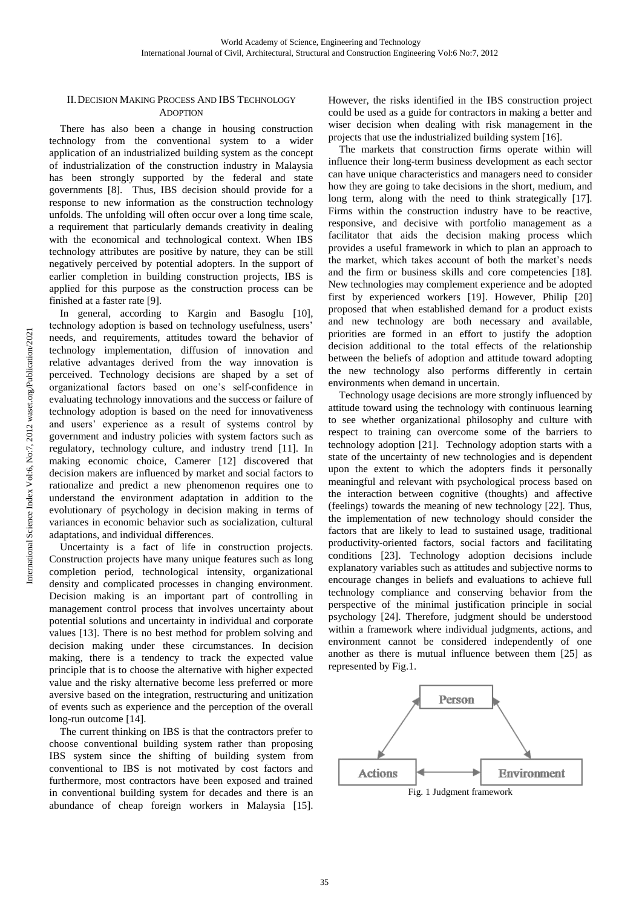## II. Decision Making Process And IBS Technology Adoption

There has also been a change in housing construction technology from the conventional system to a wider application of an industrialized building system as the concept of industrialization of the construction industry in Malaysia has been strongly supported by the federal and state governments [8]. Thus, IBS decision should provide for a response to new information as the construction technology unfolds. The unfolding will often occur over a long time scale, a requirement that particularly demands creativity in dealing with the economical and technological context. When IBS technology attributes are positive by nature, they can be still negatively perceived by potential adopters. In the support of earlier completion in building construction projects, IBS is applied for this purpose as the construction process can be finished at a faster rate [9].

In general, according to Kargin and Basoglu [10], technology adoption is based on technology usefulness, users' needs, and requirements, attitudes toward the behavior of technology implementation, diffusion of innovation and relative advantages derived from the way innovation is perceived. Technology decisions are shaped by a set of organizational factors based on one's self-confidence in evaluating technology innovations and the success or failure of technology adoption is based on the need for innovativeness and users' experience as a result of systems control by government and industry policies with system factors such as regulatory, technology culture, and industry trend [11]. In making economic choice, Camerer [12] discovered that decision makers are influenced by market and social factors to rationalize and predict a new phenomenon requires one to understand the environment adaptation in addition to the evolutionary of psychology in decision making in terms of variances in economic behavior such as socialization, cultural adaptations, and individual differences.

Uncertainty is a fact of life in construction projects. Construction projects have many unique features such as long completion period, technological intensity, organizational density and complicated processes in changing environment. Decision making is an important part of controlling in management control process that involves uncertainty about potential solutions and uncertainty in individual and corporate values [13]. There is no best method for problem solving and decision making under these circumstances. In decision making, there is a tendency to track the expected value principle that is to choose the alternative with higher expected value and the risky alternative become less preferred or more aversive based on the integration, restructuring and unitization of events such as experience and the perception of the overall long-run outcome [14].

The current thinking on IBS is that the contractors prefer to choose conventional building system rather than proposing IBS system since the shifting of building system from conventional to IBS is not motivated by cost factors and furthermore, most contractors have been exposed and trained in conventional building system for decades and there is an abundance of cheap foreign workers in Malaysia [15]. However, the risks identified in the IBS construction project could be used as a guide for contractors in making a better and wiser decision when dealing with risk management in the projects that use the industrialized building system [16].

The markets that construction firms operate within will influence their long-term business development as each sector can have unique characteristics and managers need to consider how they are going to take decisions in the short, medium, and long term, along with the need to think strategically [17]. Firms within the construction industry have to be reactive, responsive, and decisive with portfolio management as a facilitator that aids the decision making process which provides a useful framework in which to plan an approach to the market, which takes account of both the market's needs and the firm or business skills and core competencies [18]. New technologies may complement experience and be adopted first by experienced workers [19]. However, Philip [20] proposed that when established demand for a product exists and new technology are both necessary and available, priorities are formed in an effort to justify the adoption decision additional to the total effects of the relationship between the beliefs of adoption and attitude toward adopting the new technology also performs differently in certain environments when demand in uncertain.

Technology usage decisions are more strongly influenced by attitude toward using the technology with continuous learning to see whether organizational philosophy and culture with respect to training can overcome some of the barriers to technology adoption [21]. Technology adoption starts with a state of the uncertainty of new technologies and is dependent upon the extent to which the adopters finds it personally meaningful and relevant with psychological process based on the interaction between cognitive (thoughts) and affective (feelings) towards the meaning of new technology [22]. Thus, the implementation of new technology should consider the factors that are likely to lead to sustained usage, traditional productivity-oriented factors, social factors and facilitating conditions [23]. Technology adoption decisions include explanatory variables such as attitudes and subjective norms to encourage changes in beliefs and evaluations to achieve full technology compliance and conserving behavior from the perspective of the minimal justification principle in social psychology [24]. Therefore, judgment should be understood within a framework where individual judgments, actions, and environment cannot be considered independently of one another as there is mutual influence between them [25] as represented by Fig.1.

Person

Actions

Environment

Fig. 1 Judgment framework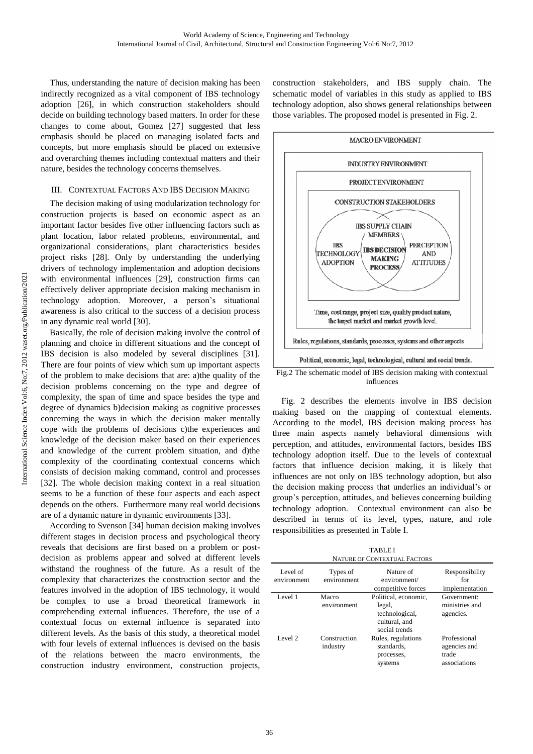Thus, understanding the nature of decision making has been indirectly recognized as a vital component of IBS technology adoption [26], in which construction stakeholders should decide on building technology based matters. In order for these changes to come about, Gomez [27] suggested that less emphasis should be placed on managing isolated facts and concepts, but more emphasis should be placed on extensive and overarching themes including contextual matters and their nature, besides the technology concerns themselves.

## III. Contextual Factors And IBS Decision Making

The decision making of using modularization technology for construction projects is based on economic aspect as an important factor besides five other influencing factors such as plant location, labor related problems, environmental, and organizational considerations, plant characteristics besides project risks [28]. Only by understanding the underlying drivers of technology implementation and adoption decisions with environmental influences [29], construction firms can effectively deliver appropriate decision making mechanism in technology adoption. Moreover, a person's situational awareness is also critical to the success of a decision process in any dynamic real world [30].

Basically, the role of decision making involve the control of planning and choice in different situations and the concept of IBS decision is also modeled by several disciplines [31]. There are four points of view which sum up important aspects of the problem to make decisions that are: a)the quality of the decision problems concerning on the type and degree of complexity, the span of time and space besides the type and degree of dynamics b)decision making as cognitive processes concerning the ways in which the decision maker mentally cope with the problems of decisions c)the experiences and knowledge of the decision maker based on their experiences and knowledge of the current problem situation, and d)the complexity of the coordinating contextual concerns which consists of decision making command, control and processes [32]. The whole decision making context in a real situation seems to be a function of these four aspects and each aspect depends on the others. Furthermore many real world decisions are of a dynamic nature in dynamic environments [33].

According to Svenson [34] human decision making involves different stages in decision process and psychological theory reveals that decisions are first based on a problem or post-decision as problems appear and solved at different levels withstand the roughness of the future. As a result of the complexity that characterizes the construction sector and the features involved in the adoption of IBS technology, it would be complex to use a broad theoretical framework in comprehending external influences. Therefore, the use of a contextual focus on external influence is separated into different levels. As the basis of this study, a theoretical model with four levels of external influences is devised on the basis of the relations between the macro environments, the construction industry environment, construction projects, construction stakeholders, and IBS supply chain. The schematic model of variables in this study as applied to IBS technology adoption, also shows general relationships between those variables. The proposed model is presented in Fig. 2.

MACRO ENVIRONMENT

INDUSTRY ENVIRONMENT

PROJECT ENVIRONMENT

CONSTRUCTION STAKEHOLDERS

IBS SUPPLY CHAIN MEMBERS

IBS TECHNOLOGY ADOPTION

IBS DECISION MAKING PROCESS

PERCEPTION AND ATTITUDES

Time, cost range, project size, quality product nature, the target market and market growth level.

Rules, regulations, standards, processes, systems and other aspects

Political, economic, legal, technological, cultural and social trends.

Fig.2 The schematic model of IBS decision making with contextual influences

Fig. 2 describes the elements involve in IBS decision making based on the mapping of contextual elements. According to the model, IBS decision making process has three main aspects namely behavioral dimensions with perception, and attitudes, environmental factors, besides IBS technology adoption itself. Due to the levels of contextual factors that influence decision making, it is likely that influences are not only on IBS technology adoption, but also the decision making process that underlies an individual's or group's perception, attitudes, and believes concerning building technology adoption. Contextual environment can also be described in terms of its level, types, nature, and role responsibilities as presented in Table I.

TABLE I
NATURE OF CONTEXTUAL FACTORS

| Level of environment | Types of environment | Nature of environment/ competitive forces | Responsibility for implementation |
|---|---|---|---|
| Level 1 | Macro environment | Political, economic, legal, technological, cultural, and social trends | Government: ministries and agencies. |
| Level 2 | Construction industry | Rules, regulations standards, processes, systems | Professional agencies and trade associations |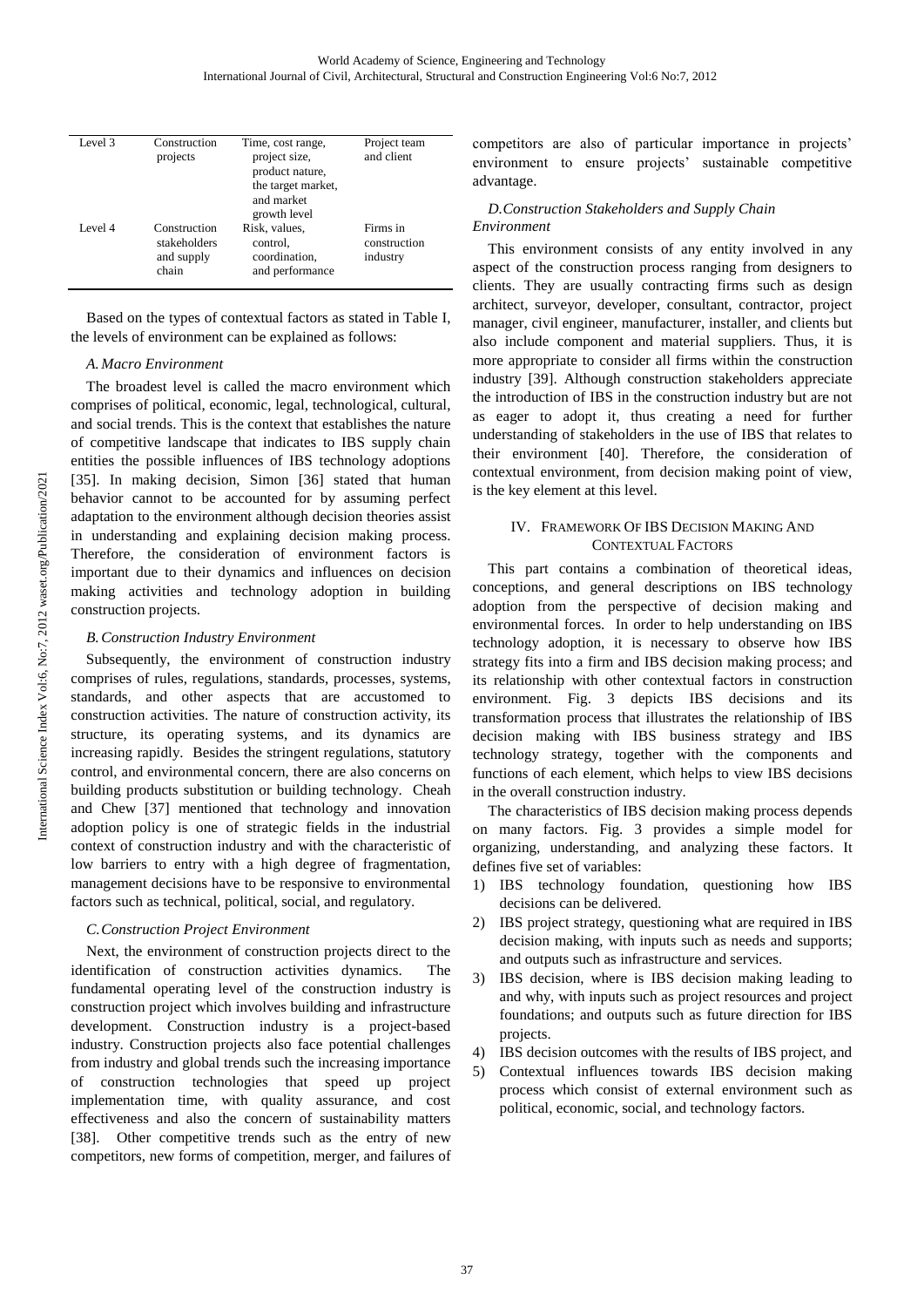| Level 3 | Construction projects | Time, cost range, project size, product nature, the target market, and market growth level | Project team and client |
|---|---|---|---|
| Level 4 | Construction stakeholders and supply chain | Risk, values, control, coordination, and performance | Firms in construction industry |

Based on the types of contextual factors as stated in Table I, the levels of environment can be explained as follows:

### *A. Macro Environment*

The broadest level is called the macro environment which comprises of political, economic, legal, technological, cultural, and social trends. This is the context that establishes the nature of competitive landscape that indicates to IBS supply chain entities the possible influences of IBS technology adoptions [35]. In making decision, Simon [36] stated that human behavior cannot to be accounted for by assuming perfect adaptation to the environment although decision theories assist in understanding and explaining decision making process. Therefore, the consideration of environment factors is important due to their dynamics and influences on decision making activities and technology adoption in building construction projects.

### *B. Construction Industry Environment*

Subsequently, the environment of construction industry comprises of rules, regulations, standards, processes, systems, standards, and other aspects that are accustomed to construction activities. The nature of construction activity, its structure, its operating systems, and its dynamics are increasing rapidly. Besides the stringent regulations, statutory control, and environmental concern, there are also concerns on building products substitution or building technology. Cheah and Chew [37] mentioned that technology and innovation adoption policy is one of strategic fields in the industrial context of construction industry and with the characteristic of low barriers to entry with a high degree of fragmentation, management decisions have to be responsive to environmental factors such as technical, political, social, and regulatory.

### *C. Construction Project Environment*

Next, the environment of construction projects direct to the identification of construction activities dynamics. The fundamental operating level of the construction industry is construction project which involves building and infrastructure development. Construction industry is a project-based industry. Construction projects also face potential challenges from industry and global trends such the increasing importance of construction technologies that speed up project implementation time, with quality assurance, and cost effectiveness and also the concern of sustainability matters [38]. Other competitive trends such as the entry of new competitors, new forms of competition, merger, and failures of competitors are also of particular importance in projects' environment to ensure projects' sustainable competitive advantage.

### *D. Construction Stakeholders and Supply Chain Environment*

This environment consists of any entity involved in any aspect of the construction process ranging from designers to clients. They are usually contracting firms such as design architect, surveyor, developer, consultant, contractor, project manager, civil engineer, manufacturer, installer, and clients but also include component and material suppliers. Thus, it is more appropriate to consider all firms within the construction industry [39]. Although construction stakeholders appreciate the introduction of IBS in the construction industry but are not as eager to adopt it, thus creating a need for further understanding of stakeholders in the use of IBS that relates to their environment [40]. Therefore, the consideration of contextual environment, from decision making point of view, is the key element at this level.

## IV. Framework Of IBS Decision Making And Contextual Factors

This part contains a combination of theoretical ideas, conceptions, and general descriptions on IBS technology adoption from the perspective of decision making and environmental forces. In order to help understanding on IBS technology adoption, it is necessary to observe how IBS strategy fits into a firm and IBS decision making process; and its relationship with other contextual factors in construction environment. Fig. 3 depicts IBS decisions and its transformation process that illustrates the relationship of IBS decision making with IBS business strategy and IBS technology strategy, together with the components and functions of each element, which helps to view IBS decisions in the overall construction industry.

The characteristics of IBS decision making process depends on many factors. Fig. 3 provides a simple model for organizing, understanding, and analyzing these factors. It defines five set of variables:

1) IBS technology foundation, questioning how IBS decisions can be delivered.
2) IBS project strategy, questioning what are required in IBS decision making, with inputs such as needs and supports; and outputs such as infrastructure and services.
3) IBS decision, where is IBS decision making leading to and why, with inputs such as project resources and project foundations; and outputs such as future direction for IBS projects.
4) IBS decision outcomes with the results of IBS project, and
5) Contextual influences towards IBS decision making process which consist of external environment such as political, economic, social, and technology factors.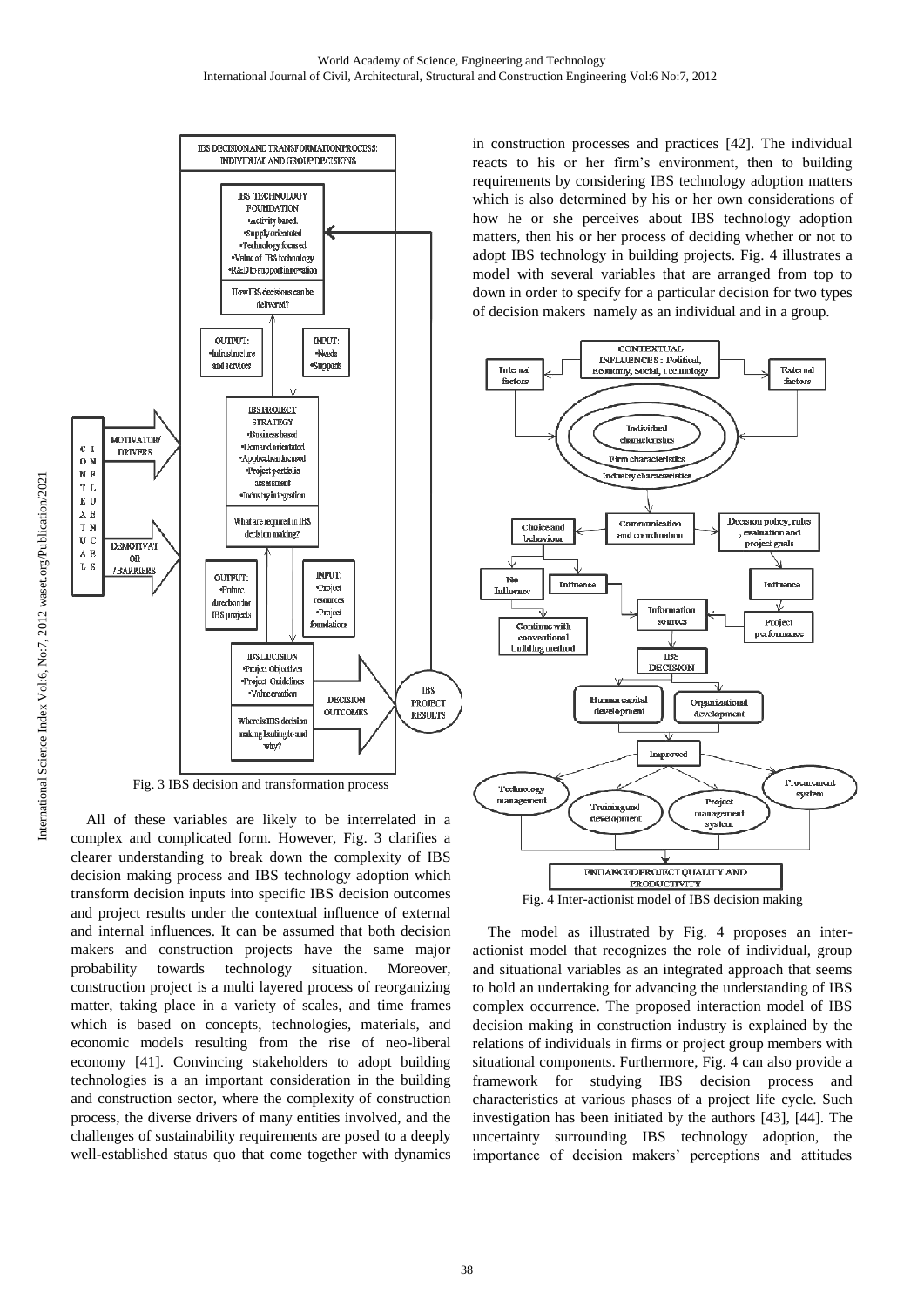Fig. 3 IBS decision and transformation process

All of these variables are likely to be interrelated in a complex and complicated form. However, Fig. 3 clarifies a clearer understanding to break down the complexity of IBS decision making process and IBS technology adoption which transform decision inputs into specific IBS decision outcomes and project results under the contextual influence of external and internal influences. It can be assumed that both decision makers and construction projects have the same major probability towards technology situation. Moreover, construction project is a multi layered process of reorganizing matter, taking place in a variety of scales, and time frames which is based on concepts, technologies, materials, and economic models resulting from the rise of neo-liberal economy [41]. Convincing stakeholders to adopt building technologies is a an important consideration in the building and construction sector, where the complexity of construction process, the diverse drivers of many entities involved, and the challenges of sustainability requirements are posed to a deeply well-established status quo that come together with dynamics in construction processes and practices [42]. The individual reacts to his or her firm's environment, then to building requirements by considering IBS technology adoption matters which is also determined by his or her own considerations of how he or she perceives about IBS technology adoption matters, then his or her process of deciding whether or not to adopt IBS technology in building projects. Fig. 4 illustrates a model with several variables that are arranged from top to down in order to specify for a particular decision for two types of decision makers namely as an individual and in a group.

Fig. 4 Inter-actionist model of IBS decision making

The model as illustrated by Fig. 4 proposes an inter-actionist model that recognizes the role of individual, group and situational variables as an integrated approach that seems to hold an undertaking for advancing the understanding of IBS complex occurrence. The proposed interaction model of IBS decision making in construction industry is explained by the relations of individuals in firms or project group members with situational components. Furthermore, Fig. 4 can also provide a framework for studying IBS decision process and characteristics at various phases of a project life cycle. Such investigation has been initiated by the authors [43], [44]. The uncertainty surrounding IBS technology adoption, the importance of decision makers' perceptions and attitudes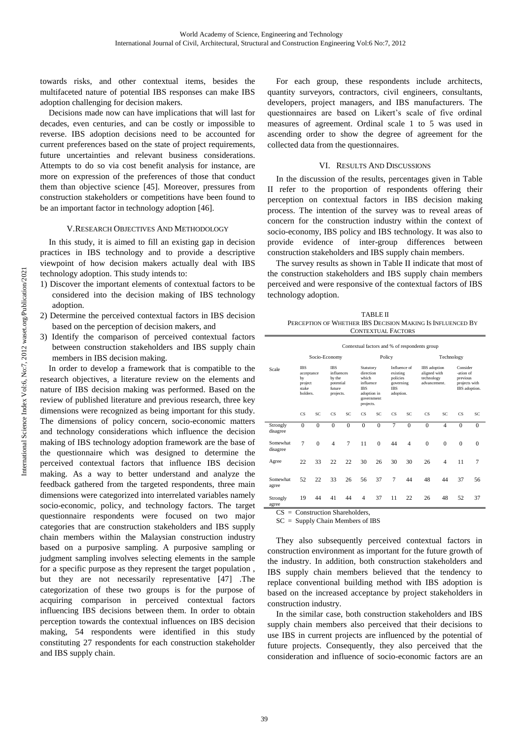towards risks, and other contextual items, besides the multifaceted nature of potential IBS responses can make IBS adoption challenging for decision makers.

Decisions made now can have implications that will last for decades, even centuries, and can be costly or impossible to reverse. IBS adoption decisions need to be accounted for current preferences based on the state of project requirements, future uncertainties and relevant business considerations. Attempts to do so via cost benefit analysis for instance, are more on expression of the preferences of those that conduct them than objective science [45]. Moreover, pressures from construction stakeholders or competitions have been found to be an important factor in technology adoption [46].

## V. Research Objectives And Methodology

In this study, it is aimed to fill an existing gap in decision practices in IBS technology and to provide a descriptive viewpoint of how decision makers actually deal with IBS technology adoption. This study intends to:

1) Discover the important elements of contextual factors to be considered into the decision making of IBS technology adoption.
2) Determine the perceived contextual factors in IBS decision based on the perception of decision makers, and
3) Identify the comparison of perceived contextual factors between construction stakeholders and IBS supply chain members in IBS decision making.

In order to develop a framework that is compatible to the research objectives, a literature review on the elements and nature of IBS decision making was performed. Based on the review of published literature and previous research, three key dimensions were recognized as being important for this study. The dimensions of policy concern, socio-economic matters and technology considerations which influence the decision making of IBS technology adoption framework are the base of the questionnaire which was designed to determine the perceived contextual factors that influence IBS decision making. As a way to better understand and analyze the feedback gathered from the targeted respondents, three main dimensions were categorized into interrelated variables namely socio-economic, policy, and technology factors. The target questionnaire respondents were focused on two major categories that are construction stakeholders and IBS supply chain members within the Malaysian construction industry based on a purposive sampling. A purposive sampling or judgment sampling involves selecting elements in the sample for a specific purpose as they represent the target population , but they are not necessarily representative [47] .The categorization of these two groups is for the purpose of acquiring comparison in perceived contextual factors influencing IBS decisions between them. In order to obtain perception towards the contextual influences on IBS decision making, 54 respondents were identified in this study constituting 27 respondents for each construction stakeholder and IBS supply chain.

For each group, these respondents include architects, quantity surveyors, contractors, civil engineers, consultants, developers, project managers, and IBS manufacturers. The questionnaires are based on Likert's scale of five ordinal measures of agreement. Ordinal scale 1 to 5 was used in ascending order to show the degree of agreement for the collected data from the questionnaires.

## VI. Results And Discussions

In the discussion of the results, percentages given in Table II refer to the proportion of respondents offering their perception on contextual factors in IBS decision making process. The intention of the survey was to reveal areas of concern for the construction industry within the context of socio-economy, IBS policy and IBS technology. It was also to provide evidence of inter-group differences between construction stakeholders and IBS supply chain members.

The survey results as shown in Table II indicate that most of the construction stakeholders and IBS supply chain members perceived and were responsive of the contextual factors of IBS technology adoption.

TABLE II
PERCEPTION OF WHETHER IBS DECISION MAKING IS INFLUENCED BY CONTEXTUAL FACTORS

| Scale | Contextual factors and % of respondents group | | | | | | | | | | | |
|---|---|---|---|---|---|---|---|---|---|---|---|---|
| | Socio-Economy | | | | Policy | | | | Technology | | | |
| | IBS acceptance by project stake holders. | | IBS influences by the potential future projects. | | Statutory direction which influence IBS adoption in government projects. | | Influence of existing policies governing IBS adoption. | | IBS adoption aligned with technology advancement. | | Consider -ation of previous projects with IBS adoption. | |
| | CS | SC | CS | SC | CS | SC | CS | SC | CS | SC | CS | SC |
| Strongly disagree | 0 | 0 | 0 | 0 | 0 | 0 | 7 | 0 | 0 | 4 | 0 | 0 |
| Somewhat disagree | 7 | 0 | 4 | 7 | 11 | 0 | 44 | 4 | 0 | 0 | 0 | 0 |
| Agree | 22 | 33 | 22 | 22 | 30 | 26 | 30 | 30 | 26 | 4 | 11 | 7 |
| Somewhat agree | 52 | 22 | 33 | 26 | 56 | 37 | 7 | 44 | 48 | 44 | 37 | 56 |
| Strongly agree | 19 | 44 | 41 | 44 | 4 | 37 | 11 | 22 | 26 | 48 | 52 | 37 |

CS = Construction Shareholders,
SC = Supply Chain Members of IBS

They also subsequently perceived contextual factors in construction environment as important for the future growth of the industry. In addition, both construction stakeholders and IBS supply chain members believed that the tendency to replace conventional building method with IBS adoption is based on the increased acceptance by project stakeholders in construction industry.

In the similar case, both construction stakeholders and IBS supply chain members also perceived that their decisions to use IBS in current projects are influenced by the potential of future projects. Consequently, they also perceived that the consideration and influence of socio-economic factors are an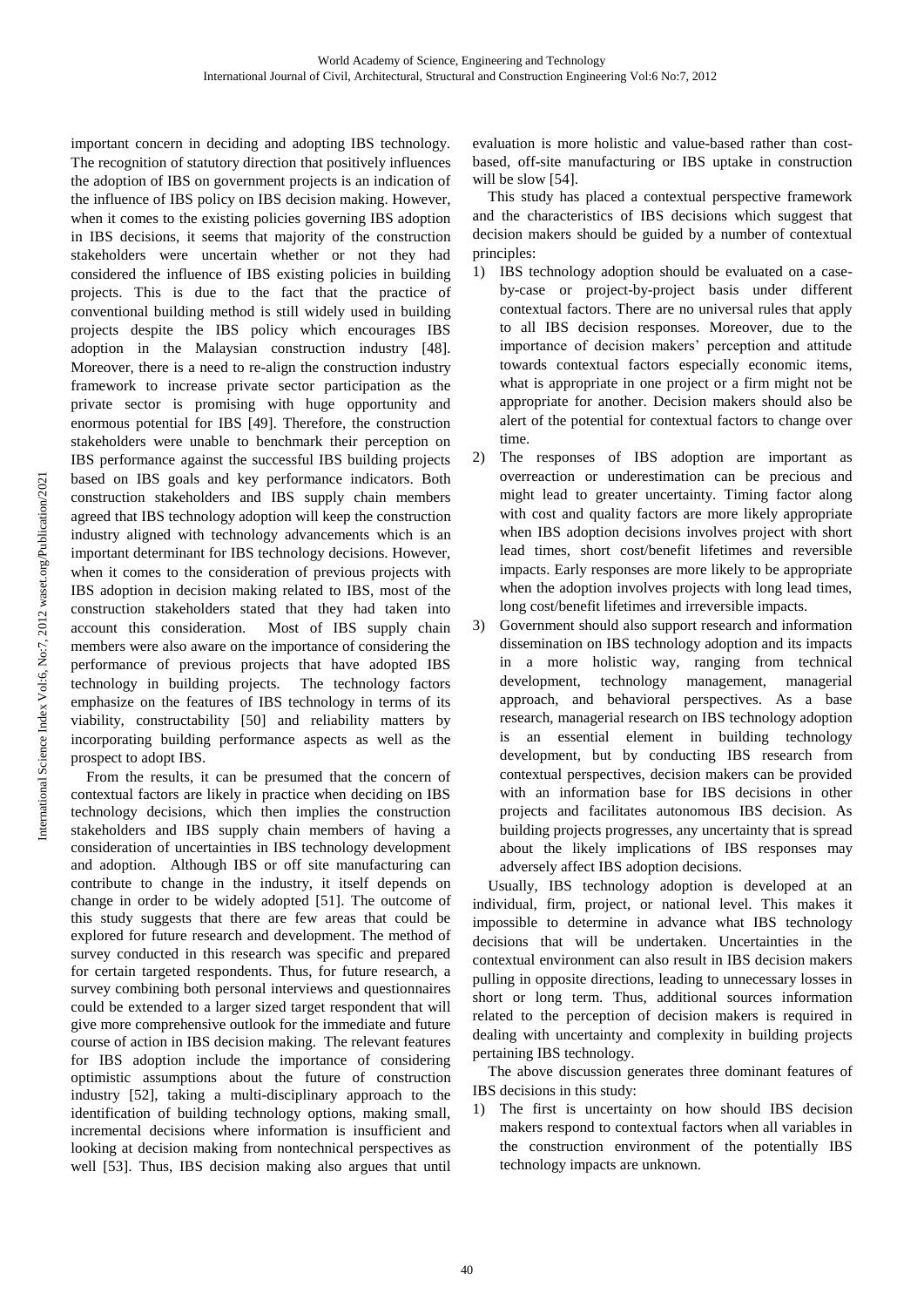important concern in deciding and adopting IBS technology. The recognition of statutory direction that positively influences the adoption of IBS on government projects is an indication of the influence of IBS policy on IBS decision making. However, when it comes to the existing policies governing IBS adoption in IBS decisions, it seems that majority of the construction stakeholders were uncertain whether or not they had considered the influence of IBS existing policies in building projects. This is due to the fact that the practice of conventional building method is still widely used in building projects despite the IBS policy which encourages IBS adoption in the Malaysian construction industry [48]. Moreover, there is a need to re-align the construction industry framework to increase private sector participation as the private sector is promising with huge opportunity and enormous potential for IBS [49]. Therefore, the construction stakeholders were unable to benchmark their perception on IBS performance against the successful IBS building projects based on IBS goals and key performance indicators. Both construction stakeholders and IBS supply chain members agreed that IBS technology adoption will keep the construction industry aligned with technology advancements which is an important determinant for IBS technology decisions. However, when it comes to the consideration of previous projects with IBS adoption in decision making related to IBS, most of the construction stakeholders stated that they had taken into account this consideration. Most of IBS supply chain members were also aware on the importance of considering the performance of previous projects that have adopted IBS technology in building projects. The technology factors emphasize on the features of IBS technology in terms of its viability, constructability [50] and reliability matters by incorporating building performance aspects as well as the prospect to adopt IBS.

From the results, it can be presumed that the concern of contextual factors are likely in practice when deciding on IBS technology decisions, which then implies the construction stakeholders and IBS supply chain members of having a consideration of uncertainties in IBS technology development and adoption. Although IBS or off site manufacturing can contribute to change in the industry, it itself depends on change in order to be widely adopted [51]. The outcome of this study suggests that there are few areas that could be explored for future research and development. The method of survey conducted in this research was specific and prepared for certain targeted respondents. Thus, for future research, a survey combining both personal interviews and questionnaires could be extended to a larger sized target respondent that will give more comprehensive outlook for the immediate and future course of action in IBS decision making. The relevant features for IBS adoption include the importance of considering optimistic assumptions about the future of construction industry [52], taking a multi-disciplinary approach to the identification of building technology options, making small, incremental decisions where information is insufficient and looking at decision making from nontechnical perspectives as well [53]. Thus, IBS decision making also argues that until evaluation is more holistic and value-based rather than cost-based, off-site manufacturing or IBS uptake in construction will be slow [54].

This study has placed a contextual perspective framework and the characteristics of IBS decisions which suggest that decision makers should be guided by a number of contextual principles:

1) IBS technology adoption should be evaluated on a case-by-case or project-by-project basis under different contextual factors. There are no universal rules that apply to all IBS decision responses. Moreover, due to the importance of decision makers' perception and attitude towards contextual factors especially economic items, what is appropriate in one project or a firm might not be appropriate for another. Decision makers should also be alert of the potential for contextual factors to change over time.
2) The responses of IBS adoption are important as overreaction or underestimation can be precious and might lead to greater uncertainty. Timing factor along with cost and quality factors are more likely appropriate when IBS adoption decisions involves project with short lead times, short cost/benefit lifetimes and reversible impacts. Early responses are more likely to be appropriate when the adoption involves projects with long lead times, long cost/benefit lifetimes and irreversible impacts.
3) Government should also support research and information dissemination on IBS technology adoption and its impacts in a more holistic way, ranging from technical development, technology management, managerial approach, and behavioral perspectives. As a base research, managerial research on IBS technology adoption is an essential element in building technology development, but by conducting IBS research from contextual perspectives, decision makers can be provided with an information base for IBS decisions in other projects and facilitates autonomous IBS decision. As building projects progresses, any uncertainty that is spread about the likely implications of IBS responses may adversely affect IBS adoption decisions.

Usually, IBS technology adoption is developed at an individual, firm, project, or national level. This makes it impossible to determine in advance what IBS technology decisions that will be undertaken. Uncertainties in the contextual environment can also result in IBS decision makers pulling in opposite directions, leading to unnecessary losses in short or long term. Thus, additional sources information related to the perception of decision makers is required in dealing with uncertainty and complexity in building projects pertaining IBS technology.

The above discussion generates three dominant features of IBS decisions in this study:

1) The first is uncertainty on how should IBS decision makers respond to contextual factors when all variables in the construction environment of the potentially IBS technology impacts are unknown.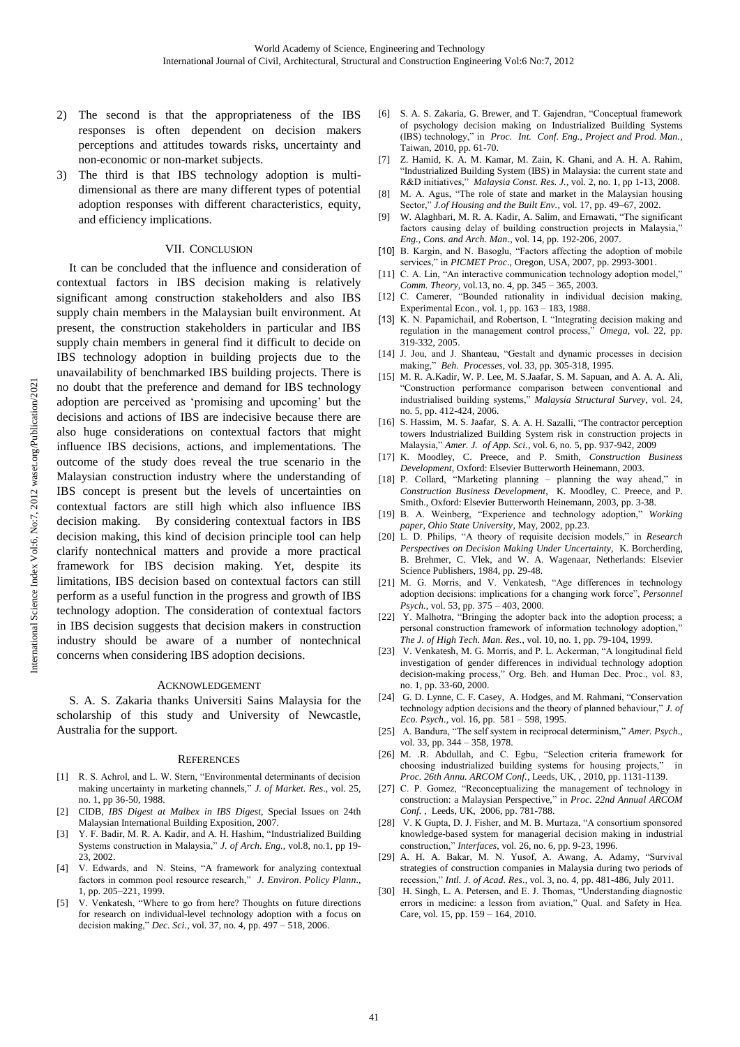2) The second is that the appropriateness of the IBS responses is often dependent on decision makers perceptions and attitudes towards risks, uncertainty and non-economic or non-market subjects.
3) The third is that IBS technology adoption is multi-dimensional as there are many different types of potential adoption responses with different characteristics, equity, and efficiency implications.

## VII. Conclusion

It can be concluded that the influence and consideration of contextual factors in IBS decision making is relatively significant among construction stakeholders and also IBS supply chain members in the Malaysian built environment. At present, the construction stakeholders in particular and IBS supply chain members in general find it difficult to decide on IBS technology adoption in building projects due to the unavailability of benchmarked IBS building projects. There is no doubt that the preference and demand for IBS technology adoption are perceived as 'promising and upcoming' but the decisions and actions of IBS are indecisive because there are also huge considerations on contextual factors that might influence IBS decisions, actions, and implementations. The outcome of the study does reveal the true scenario in the Malaysian construction industry where the understanding of IBS concept is present but the levels of uncertainties on contextual factors are still high which also influence IBS decision making. By considering contextual factors in IBS decision making, this kind of decision principle tool can help clarify nontechnical matters and provide a more practical framework for IBS decision making. Yet, despite its limitations, IBS decision based on contextual factors can still perform as a useful function in the progress and growth of IBS technology adoption. The consideration of contextual factors in IBS decision suggests that decision makers in construction industry should be aware of a number of nontechnical concerns when considering IBS adoption decisions.

## Acknowledgement

S. A. S. Zakaria thanks Universiti Sains Malaysia for the scholarship of this study and University of Newcastle, Australia for the support.

## References

[1] R. S. Achrol, and L. W. Stern, "Environmental determinants of decision making uncertainty in marketing channels," *J. of Market. Res*., vol. 25, no. 1, pp 36-50, 1988.

[2] CIDB, *IBS Digest at Malbex in IBS Digest*, Special Issues on 24th Malaysian International Building Exposition, 2007.

[3] Y. F. Badir, M. R. A. Kadir, and A. H. Hashim, "Industrialized Building Systems construction in Malaysia," *J. of Arch. Eng.*, vol.8, no.1, pp 19-23, 2002.

[4] V. Edwards, and N. Steins, "A framework for analyzing contextual factors in common pool resource research," *J. Environ. Policy Plann*., 1, pp. 205–221, 1999.

[5] V. Venkatesh, "Where to go from here? Thoughts on future directions for research on individual-level technology adoption with a focus on decision making," *Dec. Sci*., vol. 37, no. 4, pp. 497 – 518, 2006.

[6] S. A. S. Zakaria, G. Brewer, and T. Gajendran, "Conceptual framework of psychology decision making on Industrialized Building Systems (IBS) technology," in *Proc. Int. Conf. Eng., Project and Prod. Man.*, Taiwan, 2010, pp. 61-70.

[7] Z. Hamid, K. A. M. Kamar, M. Zain, K. Ghani, and A. H. A. Rahim, "Industrialized Building System (IBS) in Malaysia: the current state and R&D initiatives," *Malaysia Const. Res. J.*, vol. 2, no. 1, pp 1-13, 2008.

[8] M. A. Agus, "The role of state and market in the Malaysian housing Sector," *J.of Housing and the Built Env.*, vol. 17, pp. 49–67, 2002.

[9] W. Alaghbari, M. R. A. Kadir, A. Salim, and Ernawati, "The significant factors causing delay of building construction projects in Malaysia," *Eng., Cons. and Arch. Man*., vol. 14, pp. 192-206, 2007.

[10] B. Kargin, and N. Basoglu, "Factors affecting the adoption of mobile services," in *PICMET Proc*., Oregon, USA, 2007, pp. 2993-3001.

[11] C. A. Lin, "An interactive communication technology adoption model," *Comm. Theory*, vol.13, no. 4, pp. 345 – 365, 2003.

[12] C. Camerer, "Bounded rationality in individual decision making, Experimental Econ., vol. 1, pp. 163 – 183, 1988.

[13] K. N. Papamichail, and Robertson, I. "Integrating decision making and regulation in the management control process," *Omega*, vol. 22, pp. 319-332, 2005.

[14] J. Jou, and J. Shanteau, "Gestalt and dynamic processes in decision making," *Beh. Processes*, vol. 33, pp. 305-318, 1995.

[15] M. R. A.Kadir, W. P. Lee, M. S.Jaafar, S. M. Sapuan, and A. A. A. Ali, "Construction performance comparison between conventional and industrialised building systems," *Malaysia Structural Survey*, vol. 24, no. 5, pp. 412-424, 2006.

[16] S. Hassim, M. S. Jaafar, S. A. A. H. Sazalli, "The contractor perception towers Industrialized Building System risk in construction projects in Malaysia," *Amer. J. of App. Sci.*, vol. 6, no. 5, pp. 937-942, 2009

[17] K. Moodley, C. Preece, and P. Smith, *Construction Business Development*, Oxford: Elsevier Butterworth Heinemann, 2003.

[18] P. Collard, "Marketing planning – planning the way ahead," in *Construction Business Development*, K. Moodley, C. Preece, and P. Smith., Oxford: Elsevier Butterworth Heinemann, 2003, pp. 3-38.

[19] B. A. Weinberg, "Experience and technology adoption," *Working paper, Ohio State University*, May, 2002, pp.23.

[20] L. D. Philips, "A theory of requisite decision models," in *Research Perspectives on Decision Making Under Uncertainty*, K. Borcherding, B. Brehmer, C. Vlek, and W. A. Wagenaar, Netherlands: Elsevier Science Publishers, 1984, pp. 29-48.

[21] M. G. Morris, and V. Venkatesh, "Age differences in technology adoption decisions: implications for a changing work force", *Personnel Psych.*, vol. 53, pp. 375 – 403, 2000.

[22] Y. Malhotra, "Bringing the adopter back into the adoption process; a personal construction framework of information technology adoption," *The J. of High Tech. Man. Res.*, vol. 10, no. 1, pp. 79-104, 1999.

[23] V. Venkatesh, M. G. Morris, and P. L. Ackerman, "A longitudinal field investigation of gender differences in individual technology adoption decision-making process," Org. Beh. and Human Dec. Proc., vol. 83, no. 1, pp. 33-60, 2000.

[24] G. D. Lynne, C. F. Casey, A. Hodges, and M. Rahmani, "Conservation technology adption decisions and the theory of planned behaviour," *J. of Eco. Psych*., vol. 16, pp. 581 – 598, 1995.

[25] A. Bandura, "The self system in reciprocal determinism," *Amer. Psych.*, vol. 33, pp. 344 – 358, 1978.

[26] M. .R. Abdullah, and C. Egbu, "Selection criteria framework for choosing industrialized building systems for housing projects," in *Proc. 26th Annu. ARCOM Conf.*, Leeds, UK, , 2010, pp. 1131-1139.

[27] C. P. Gomez, "Reconceptualizing the management of technology in construction: a Malaysian Perspective," in *Proc. 22nd Annual ARCOM Conf.* , Leeds, UK, 2006, pp. 781-788.

[28] V. K Gupta, D. J. Fisher, and M. B. Murtaza, "A consortium sponsored knowledge-based system for managerial decision making in industrial construction," *Interfaces*, vol. 26, no. 6, pp. 9-23, 1996.

[29] A. H. A. Bakar, M. N. Yusof, A. Awang, A. Adamy, "Survival strategies of construction companies in Malaysia during two periods of recession," *Intl. J. of Acad. Res*., vol. 3, no. 4, pp. 481-486, July 2011.

[30] H. Singh, L. A. Petersen, and E. J. Thomas, "Understanding diagnostic errors in medicine: a lesson from aviation," Qual. and Safety in Hea. Care, vol. 15, pp. 159 – 164, 2010.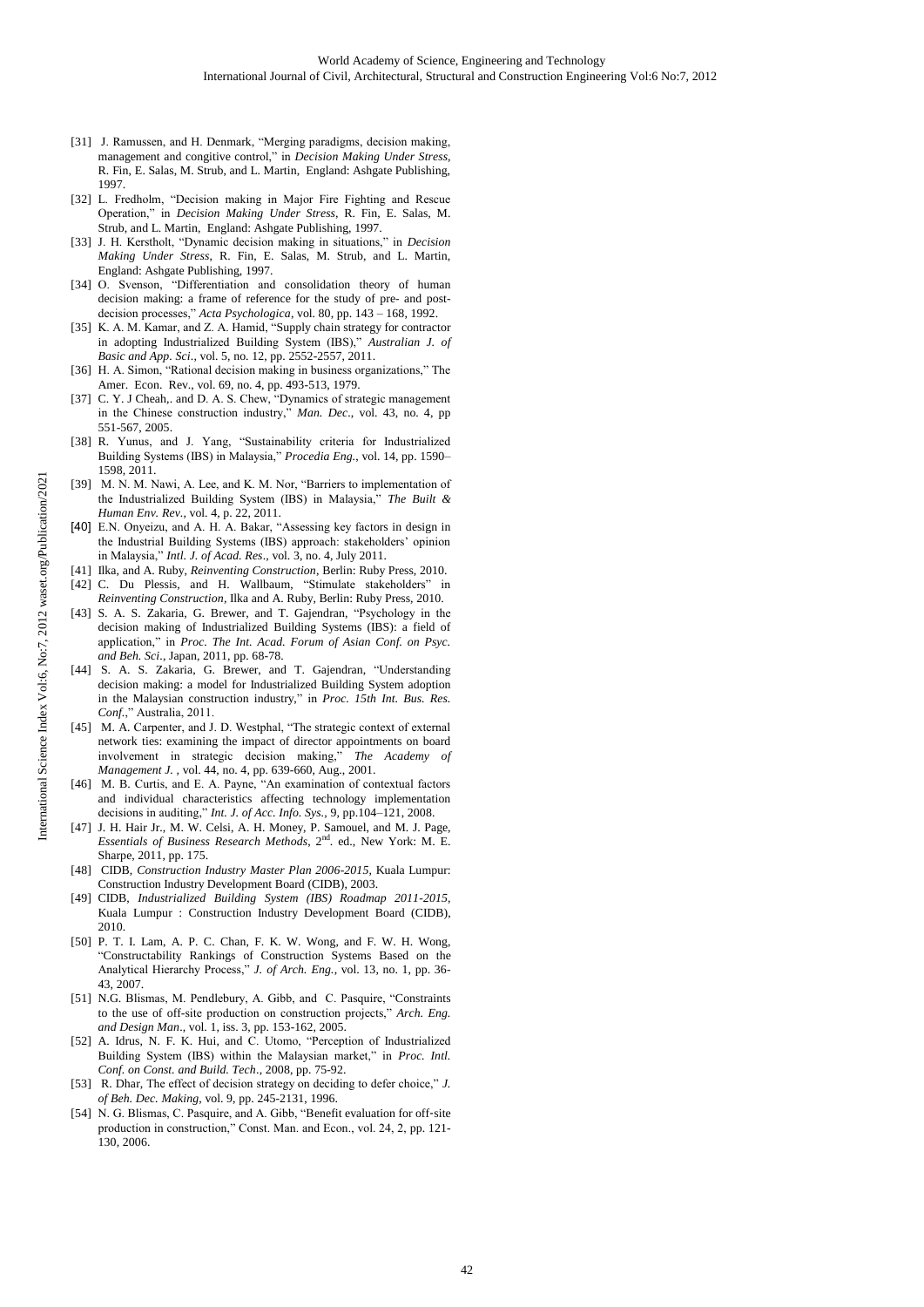[31] J. Ramussen, and H. Denmark, "Merging paradigms, decision making, management and congitive control," in *Decision Making Under Stress*, R. Fin, E. Salas, M. Strub, and L. Martin, England: Ashgate Publishing, 1997.

[32] L. Fredholm, "Decision making in Major Fire Fighting and Rescue Operation," in *Decision Making Under Stress*, R. Fin, E. Salas, M. Strub, and L. Martin, England: Ashgate Publishing, 1997.

[33] J. H. Kerstholt, "Dynamic decision making in situations," in *Decision Making Under Stress*, R. Fin, E. Salas, M. Strub, and L. Martin, England: Ashgate Publishing, 1997.

[34] O. Svenson, "Differentiation and consolidation theory of human decision making: a frame of reference for the study of pre- and post-decision processes," *Acta Psychologica*, vol. 80, pp. 143 – 168, 1992.

[35] K. A. M. Kamar, and Z. A. Hamid, "Supply chain strategy for contractor in adopting Industrialized Building System (IBS)," *Australian J. of Basic and App. Sci.*, vol. 5, no. 12, pp. 2552-2557, 2011.

[36] H. A. Simon, "Rational decision making in business organizations," The Amer. Econ. Rev., vol. 69, no. 4, pp. 493-513, 1979.

[37] C. Y. J Cheah,. and D. A. S. Chew, "Dynamics of strategic management in the Chinese construction industry," *Man. Dec*., vol. 43, no. 4, pp 551-567, 2005.

[38] R. Yunus, and J. Yang, "Sustainability criteria for Industrialized Building Systems (IBS) in Malaysia," *Procedia Eng.*, vol. 14, pp. 1590–1598, 2011.

[39] M. N. M. Nawi, A. Lee, and K. M. Nor, "Barriers to implementation of the Industrialized Building System (IBS) in Malaysia," *The Built & Human Env. Rev.*, vol. 4, p. 22, 2011.

[40] E.N. Onyeizu, and A. H. A. Bakar, "Assessing key factors in design in the Industrial Building Systems (IBS) approach: stakeholders' opinion in Malaysia," *Intl. J. of Acad. Res*., vol. 3, no. 4, July 2011.

[41] Ilka, and A. Ruby, *Reinventing Construction*, Berlin: Ruby Press, 2010.

[42] C. Du Plessis, and H. Wallbaum, "Stimulate stakeholders" in *Reinventing Construction*, Ilka and A. Ruby, Berlin: Ruby Press, 2010.

[43] S. A. S. Zakaria, G. Brewer, and T. Gajendran, "Psychology in the decision making of Industrialized Building Systems (IBS): a field of application," in *Proc. The Int. Acad. Forum of Asian Conf. on Psyc. and Beh. Sci.*, Japan, 2011, pp. 68-78.

[44] S. A. S. Zakaria, G. Brewer, and T. Gajendran, "Understanding decision making: a model for Industrialized Building System adoption in the Malaysian construction industry," in *Proc. 15th Int. Bus. Res. Conf.*," Australia, 2011.

[45] M. A. Carpenter, and J. D. Westphal, "The strategic context of external network ties: examining the impact of director appointments on board involvement in strategic decision making," *The Academy of Management J.* , vol. 44, no. 4, pp. 639-660, Aug., 2001.

[46] M. B. Curtis, and E. A. Payne, "An examination of contextual factors and individual characteristics affecting technology implementation decisions in auditing," *Int. J. of Acc. Info. Sys.*, 9, pp.104–121, 2008.

[47] J. H. Hair Jr., M. W. Celsi, A. H. Money, P. Samouel, and M. J. Page, *Essentials of Business Research Methods*, 2nd. ed., New York: M. E. Sharpe, 2011, pp. 175.

[48] CIDB, *Construction Industry Master Plan 2006-2015*, Kuala Lumpur: Construction Industry Development Board (CIDB), 2003.

[49] CIDB, *Industrialized Building System (IBS) Roadmap 2011-2015*, Kuala Lumpur : Construction Industry Development Board (CIDB), 2010.

[50] P. T. I. Lam, A. P. C. Chan, F. K. W. Wong, and F. W. H. Wong, "Constructability Rankings of Construction Systems Based on the Analytical Hierarchy Process," *J. of Arch. Eng.*, vol. 13, no. 1, pp. 36-43, 2007.

[51] N.G. Blismas, M. Pendlebury, A. Gibb, and C. Pasquire, "Constraints to the use of off-site production on construction projects," *Arch. Eng. and Design Man*., vol. 1, iss. 3, pp. 153-162, 2005.

[52] A. Idrus, N. F. K. Hui, and C. Utomo, "Perception of Industrialized Building System (IBS) within the Malaysian market," in *Proc. Intl. Conf. on Const. and Build. Tech*., 2008, pp. 75-92.

[53] R. Dhar, The effect of decision strategy on deciding to defer choice," *J. of Beh. Dec. Making*, vol. 9, pp. 245-2131, 1996.

[54] N. G. Blismas, C. Pasquire, and A. Gibb, "Benefit evaluation for off-site production in construction," Const. Man. and Econ., vol. 24, 2, pp. 121-130, 2006.